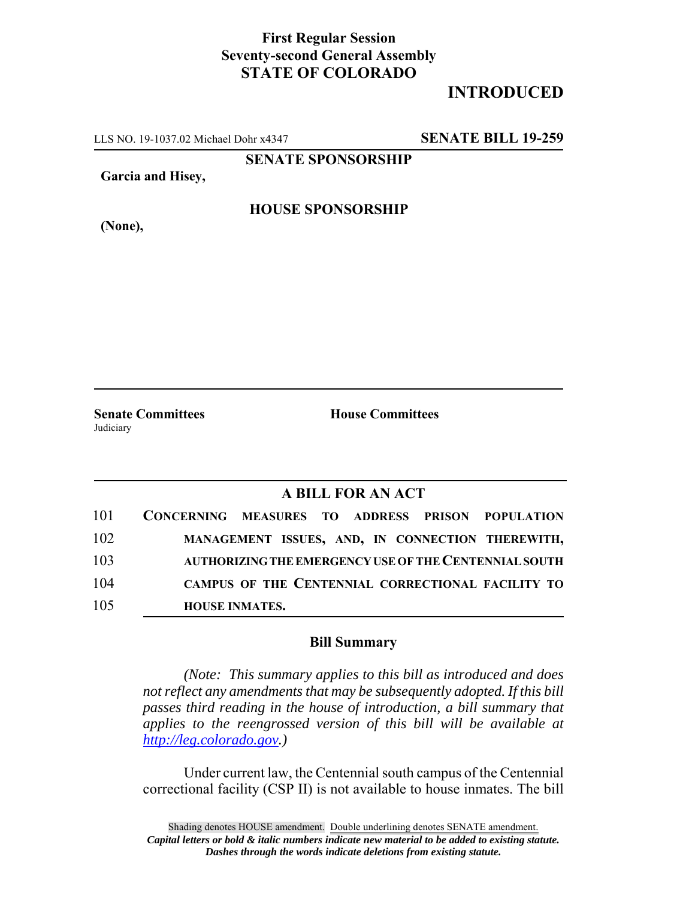**First Regular Session**
**Seventy-second General Assembly**
**STATE OF COLORADO**

# INTRODUCED

LLS NO. 19-1037.02 Michael Dohr x4347 **SENATE BILL 19-259**

**SENATE SPONSORSHIP**

**Garcia and Hisey,**

**HOUSE SPONSORSHIP**

**(None),**

**Senate Committees**
Judiciary

**House Committees**

## A BILL FOR AN ACT

101 **CONCERNING MEASURES TO ADDRESS PRISON POPULATION**
102 **MANAGEMENT ISSUES, AND, IN CONNECTION THEREWITH,**
103 **AUTHORIZING THE EMERGENCY USE OF THE CENTENNIAL SOUTH**
104 **CAMPUS OF THE CENTENNIAL CORRECTIONAL FACILITY TO**
105 **HOUSE INMATES.**

### Bill Summary

*(Note: This summary applies to this bill as introduced and does not reflect any amendments that may be subsequently adopted. If this bill passes third reading in the house of introduction, a bill summary that applies to the reengrossed version of this bill will be available at http://leg.colorado.gov.)*

Under current law, the Centennial south campus of the Centennial correctional facility (CSP II) is not available to house inmates. The bill

Shading denotes HOUSE amendment. Double underlining denotes SENATE amendment.
***Capital letters or bold & italic numbers indicate new material to be added to existing statute.***
***Dashes through the words indicate deletions from existing statute.***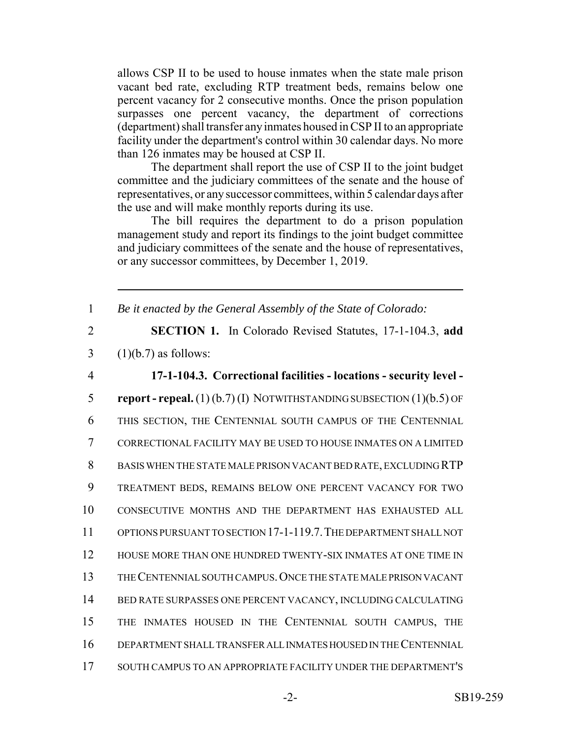allows CSP II to be used to house inmates when the state male prison vacant bed rate, excluding RTP treatment beds, remains below one percent vacancy for 2 consecutive months. Once the prison population surpasses one percent vacancy, the department of corrections (department) shall transfer any inmates housed in CSP II to an appropriate facility under the department's control within 30 calendar days. No more than 126 inmates may be housed at CSP II.

The department shall report the use of CSP II to the joint budget committee and the judiciary committees of the senate and the house of representatives, or any successor committees, within 5 calendar days after the use and will make monthly reports during its use.

The bill requires the department to do a prison population management study and report its findings to the joint budget committee and judiciary committees of the senate and the house of representatives, or any successor committees, by December 1, 2019.

---

1 *Be it enacted by the General Assembly of the State of Colorado:*

2 **SECTION 1.** In Colorado Revised Statutes, 17-1-104.3, **add**
3 (1)(b.7) as follows:

4 **17-1-104.3. Correctional facilities - locations - security level -**
5 **report - repeal.** (1) (b.7) (I) NOTWITHSTANDING SUBSECTION (1)(b.5) OF
6 THIS SECTION, THE CENTENNIAL SOUTH CAMPUS OF THE CENTENNIAL
7 CORRECTIONAL FACILITY MAY BE USED TO HOUSE INMATES ON A LIMITED
8 BASIS WHEN THE STATE MALE PRISON VACANT BED RATE, EXCLUDING RTP
9 TREATMENT BEDS, REMAINS BELOW ONE PERCENT VACANCY FOR TWO
10 CONSECUTIVE MONTHS AND THE DEPARTMENT HAS EXHAUSTED ALL
11 OPTIONS PURSUANT TO SECTION 17-1-119.7. THE DEPARTMENT SHALL NOT
12 HOUSE MORE THAN ONE HUNDRED TWENTY-SIX INMATES AT ONE TIME IN
13 THE CENTENNIAL SOUTH CAMPUS. ONCE THE STATE MALE PRISON VACANT
14 BED RATE SURPASSES ONE PERCENT VACANCY, INCLUDING CALCULATING
15 THE INMATES HOUSED IN THE CENTENNIAL SOUTH CAMPUS, THE
16 DEPARTMENT SHALL TRANSFER ALL INMATES HOUSED IN THE CENTENNIAL
17 SOUTH CAMPUS TO AN APPROPRIATE FACILITY UNDER THE DEPARTMENT'S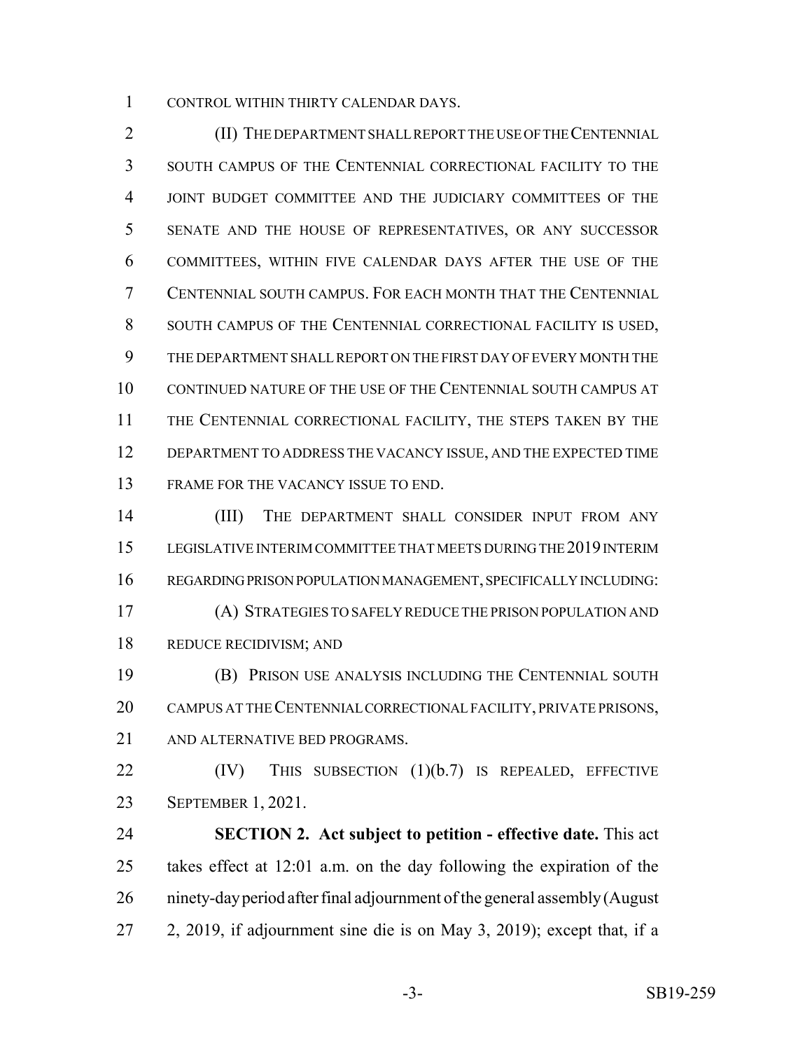CONTROL WITHIN THIRTY CALENDAR DAYS.

(II) THE DEPARTMENT SHALL REPORT THE USE OF THE CENTENNIAL SOUTH CAMPUS OF THE CENTENNIAL CORRECTIONAL FACILITY TO THE JOINT BUDGET COMMITTEE AND THE JUDICIARY COMMITTEES OF THE SENATE AND THE HOUSE OF REPRESENTATIVES, OR ANY SUCCESSOR COMMITTEES, WITHIN FIVE CALENDAR DAYS AFTER THE USE OF THE CENTENNIAL SOUTH CAMPUS. FOR EACH MONTH THAT THE CENTENNIAL SOUTH CAMPUS OF THE CENTENNIAL CORRECTIONAL FACILITY IS USED, THE DEPARTMENT SHALL REPORT ON THE FIRST DAY OF EVERY MONTH THE CONTINUED NATURE OF THE USE OF THE CENTENNIAL SOUTH CAMPUS AT THE CENTENNIAL CORRECTIONAL FACILITY, THE STEPS TAKEN BY THE DEPARTMENT TO ADDRESS THE VACANCY ISSUE, AND THE EXPECTED TIME FRAME FOR THE VACANCY ISSUE TO END.

(III) THE DEPARTMENT SHALL CONSIDER INPUT FROM ANY LEGISLATIVE INTERIM COMMITTEE THAT MEETS DURING THE 2019 INTERIM REGARDING PRISON POPULATION MANAGEMENT, SPECIFICALLY INCLUDING:

(A) STRATEGIES TO SAFELY REDUCE THE PRISON POPULATION AND REDUCE RECIDIVISM; AND

(B) PRISON USE ANALYSIS INCLUDING THE CENTENNIAL SOUTH CAMPUS AT THE CENTENNIAL CORRECTIONAL FACILITY, PRIVATE PRISONS, AND ALTERNATIVE BED PROGRAMS.

(IV) THIS SUBSECTION (1)(b.7) IS REPEALED, EFFECTIVE SEPTEMBER 1, 2021.

**SECTION 2. Act subject to petition - effective date.** This act takes effect at 12:01 a.m. on the day following the expiration of the ninety-day period after final adjournment of the general assembly (August 2, 2019, if adjournment sine die is on May 3, 2019); except that, if a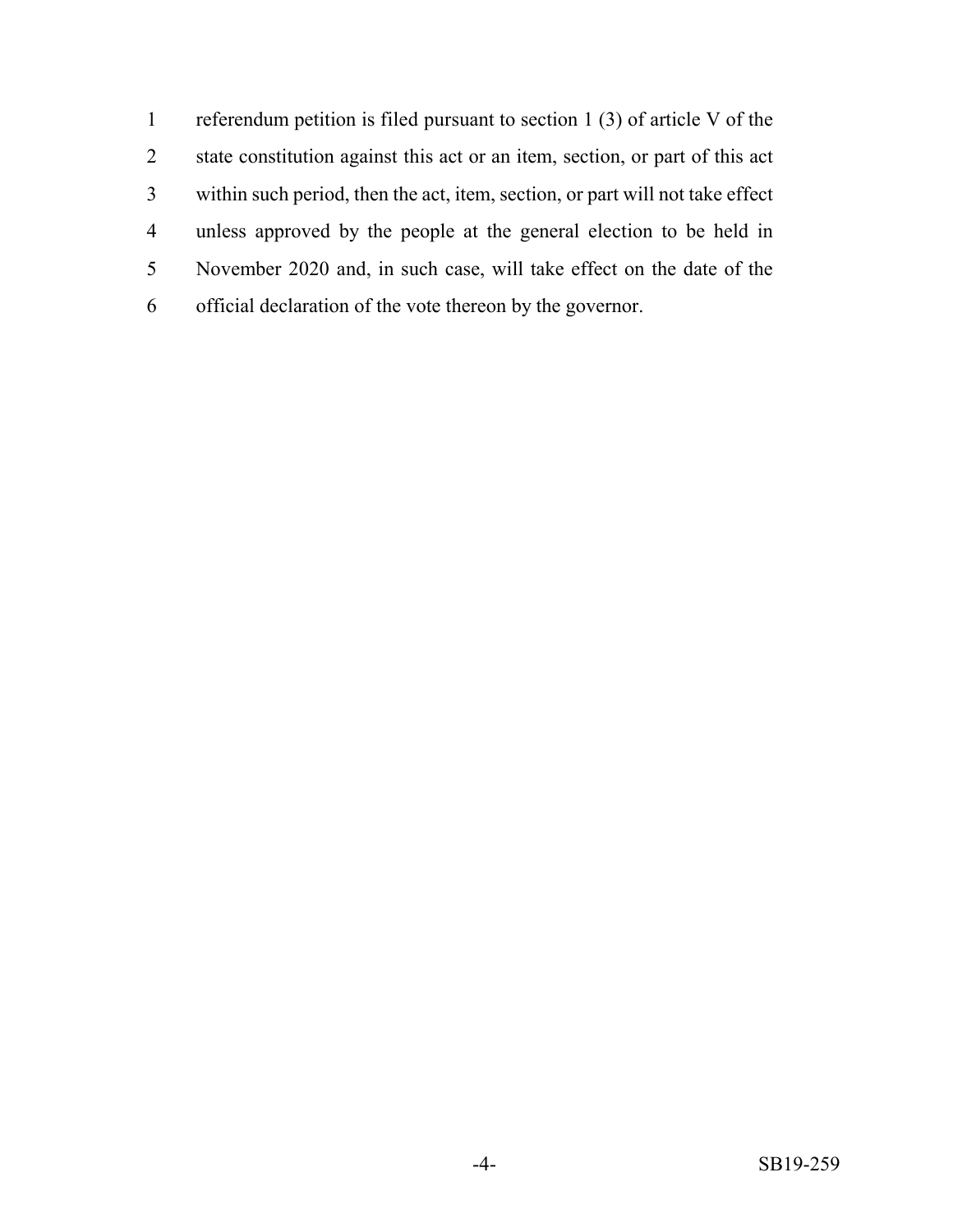referendum petition is filed pursuant to section 1 (3) of article V of the state constitution against this act or an item, section, or part of this act within such period, then the act, item, section, or part will not take effect unless approved by the people at the general election to be held in November 2020 and, in such case, will take effect on the date of the official declaration of the vote thereon by the governor.